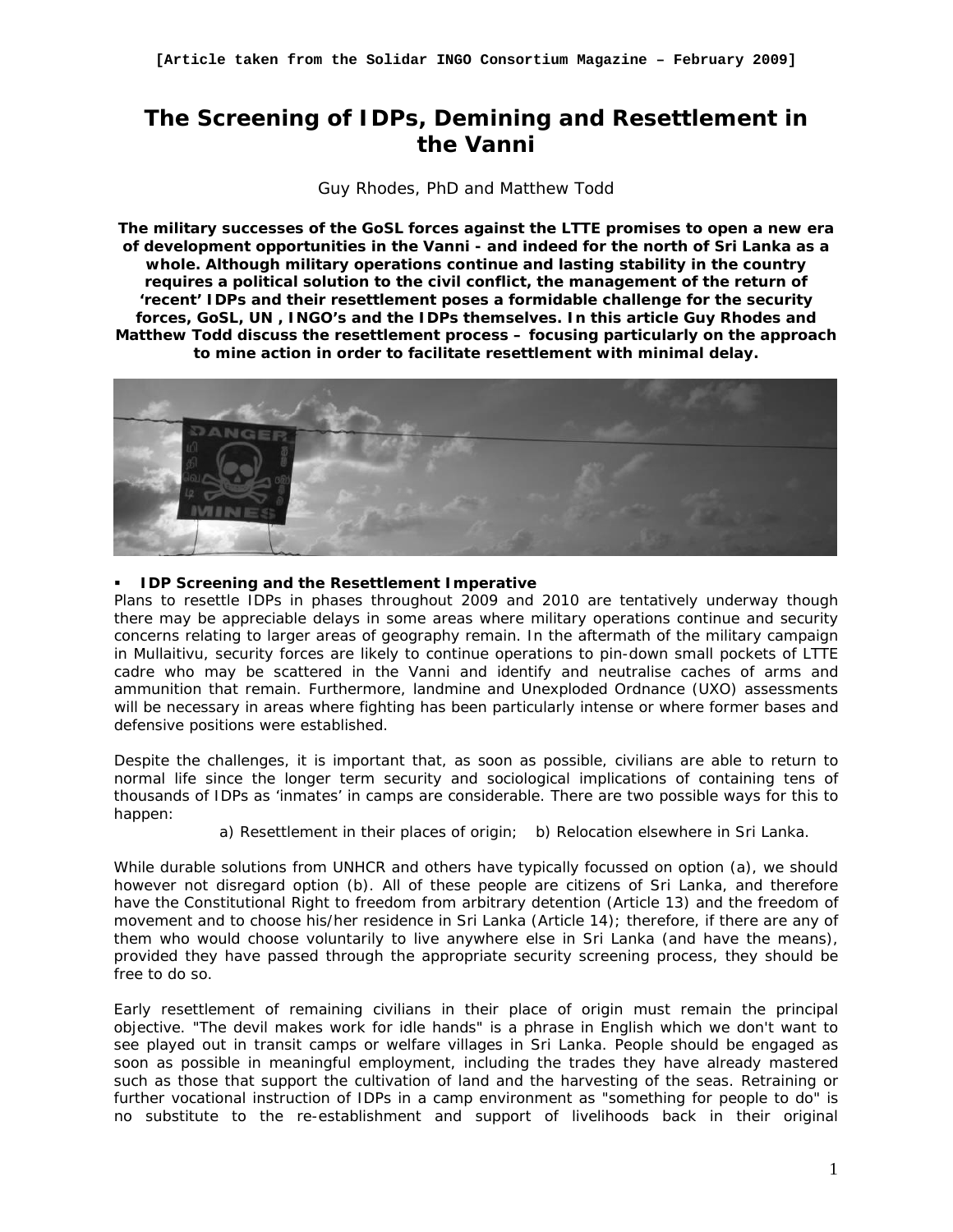[Article taken from the Solidar INGO Consortium Magazine – February 2009]

# The Screening of IDPs, Demining and Resettlement in the Vanni

Guy Rhodes, PhD and Matthew Todd

**The military successes of the GoSL forces against the LTTE promises to open a new era of development opportunities in the Vanni - and indeed for the north of Sri Lanka as a whole. Although military operations continue and lasting stability in the country requires a political solution to the civil conflict, the management of the return of 'recent' IDPs and their resettlement poses a formidable challenge for the security forces, GoSL, UN , INGO's and the IDPs themselves. In this article Guy Rhodes and Matthew Todd discuss the resettlement process – focusing particularly on the approach to mine action in order to facilitate resettlement with minimal delay.**

## IDP Screening and the Resettlement Imperative

Plans to resettle IDPs in phases throughout 2009 and 2010 are tentatively underway though there may be appreciable delays in some areas where military operations continue and security concerns relating to larger areas of geography remain. In the aftermath of the military campaign in Mullaitivu, security forces are likely to continue operations to pin-down small pockets of LTTE cadre who may be scattered in the Vanni and identify and neutralise caches of arms and ammunition that remain. Furthermore, landmine and Unexploded Ordnance (UXO) assessments will be necessary in areas where fighting has been particularly intense or where former bases and defensive positions were established.

Despite the challenges, it is important that, as soon as possible, civilians are able to return to normal life since the longer term security and sociological implications of containing tens of thousands of IDPs as 'inmates' in camps are considerable. There are two possible ways for this to happen:

a) Resettlement in their places of origin; b) Relocation elsewhere in Sri Lanka.

While durable solutions from UNHCR and others have typically focussed on option (a), we should however not disregard option (b). All of these people are citizens of Sri Lanka, and therefore have the Constitutional Right to freedom from arbitrary detention (Article 13) and the freedom of movement and to choose his/her residence in Sri Lanka (Article 14); therefore, if there are any of them who would choose voluntarily to live anywhere else in Sri Lanka (and have the means), provided they have passed through the appropriate security screening process, they should be free to do so.

Early resettlement of remaining civilians in their place of origin must remain the principal objective. "The devil makes work for idle hands" is a phrase in English which we don't want to see played out in transit camps or welfare villages in Sri Lanka. People should be engaged as soon as possible in meaningful employment, including the trades they have already mastered such as those that support the cultivation of land and the harvesting of the seas. Retraining or further vocational instruction of IDPs in a camp environment as "something for people to do" is no substitute to the re-establishment and support of livelihoods back in their original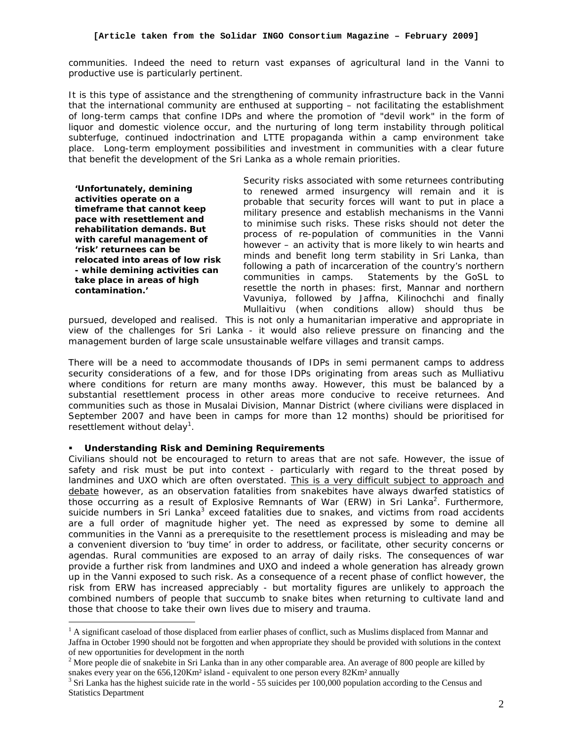communities. Indeed the need to return vast expanses of agricultural land in the Vanni to productive use is particularly pertinent.

It is this type of assistance and the strengthening of community infrastructure back in the Vanni that the international community are enthused at supporting – not facilitating the establishment of long-term camps that confine IDPs and where the promotion of "devil work" in the form of liquor and domestic violence occur, and the nurturing of long term instability through political subterfuge, continued indoctrination and LTTE propaganda within a camp environment take place. Long-term employment possibilities and investment in communities with a clear future that benefit the development of the Sri Lanka as a whole remain priorities.

> ***'Unfortunately, demining activities operate on a timeframe that cannot keep pace with resettlement and rehabilitation demands. But with careful management of 'risk' returnees can be relocated into areas of low risk - while demining activities can take place in areas of high contamination.'***

Security risks associated with some returnees contributing to renewed armed insurgency will remain and it is probable that security forces will want to put in place a military presence and establish mechanisms in the Vanni to minimise such risks. These risks should not deter the process of re-population of communities in the Vanni however – an activity that is more likely to win hearts and minds and benefit long term stability in Sri Lanka, than following a path of incarceration of the country's northern communities in camps. Statements by the GoSL to resettle the north in phases: first, Mannar and northern Vavuniya, followed by Jaffna, Kilinochchi and finally Mullaitivu (when conditions allow) should thus be pursued, developed and realised. This is not only a humanitarian imperative and appropriate in view of the challenges for Sri Lanka - it would also relieve pressure on financing and the management burden of large scale unsustainable welfare villages and transit camps.

There will be a need to accommodate thousands of IDPs in semi permanent camps to address security considerations of a few, and for those IDPs originating from areas such as Mulliativu where conditions for return are many months away. However, this must be balanced by a substantial resettlement process in other areas more conducive to receive returnees. And communities such as those in Musalai Division, Mannar District (where civilians were displaced in September 2007 and have been in camps for more than 12 months) should be prioritised for resettlement without delay[1].

- **Understanding Risk and Demining Requirements**

Civilians should not be encouraged to return to areas that are not safe. However, the issue of safety and risk must be put into context - particularly with regard to the threat posed by landmines and UXO which are often overstated. <u>This is a very difficult subject to approach and debate</u> however, as an observation fatalities from snakebites have always dwarfed statistics of those occurring as a result of Explosive Remnants of War (ERW) in Sri Lanka[2]. Furthermore, suicide numbers in Sri Lanka[3] exceed fatalities due to snakes, and victims from road accidents are a full order of magnitude higher yet. The need as expressed by some to demine all communities in the Vanni as a prerequisite to the resettlement process is misleading and may be a convenient diversion to 'buy time' in order to address, or facilitate, other security concerns or agendas. Rural communities are exposed to an array of daily risks. The consequences of war provide a further risk from landmines and UXO and indeed a whole generation has already grown up in the Vanni exposed to such risk. As a consequence of a recent phase of conflict however, the risk from ERW has increased appreciably - but mortality figures are unlikely to approach the combined numbers of people that succumb to snake bites when returning to cultivate land and those that choose to take their own lives due to misery and trauma.

---

[1] A significant caseload of those displaced from earlier phases of conflict, such as Muslims displaced from Mannar and Jaffna in October 1990 should not be forgotten and when appropriate they should be provided with solutions in the context of new opportunities for development in the north

[2] More people die of snakebite in Sri Lanka than in any other comparable area. An average of 800 people are killed by snakes every year on the 656,120Km² island - equivalent to one person every 82Km² annually

[3] Sri Lanka has the highest suicide rate in the world - 55 suicides per 100,000 population according to the Census and Statistics Department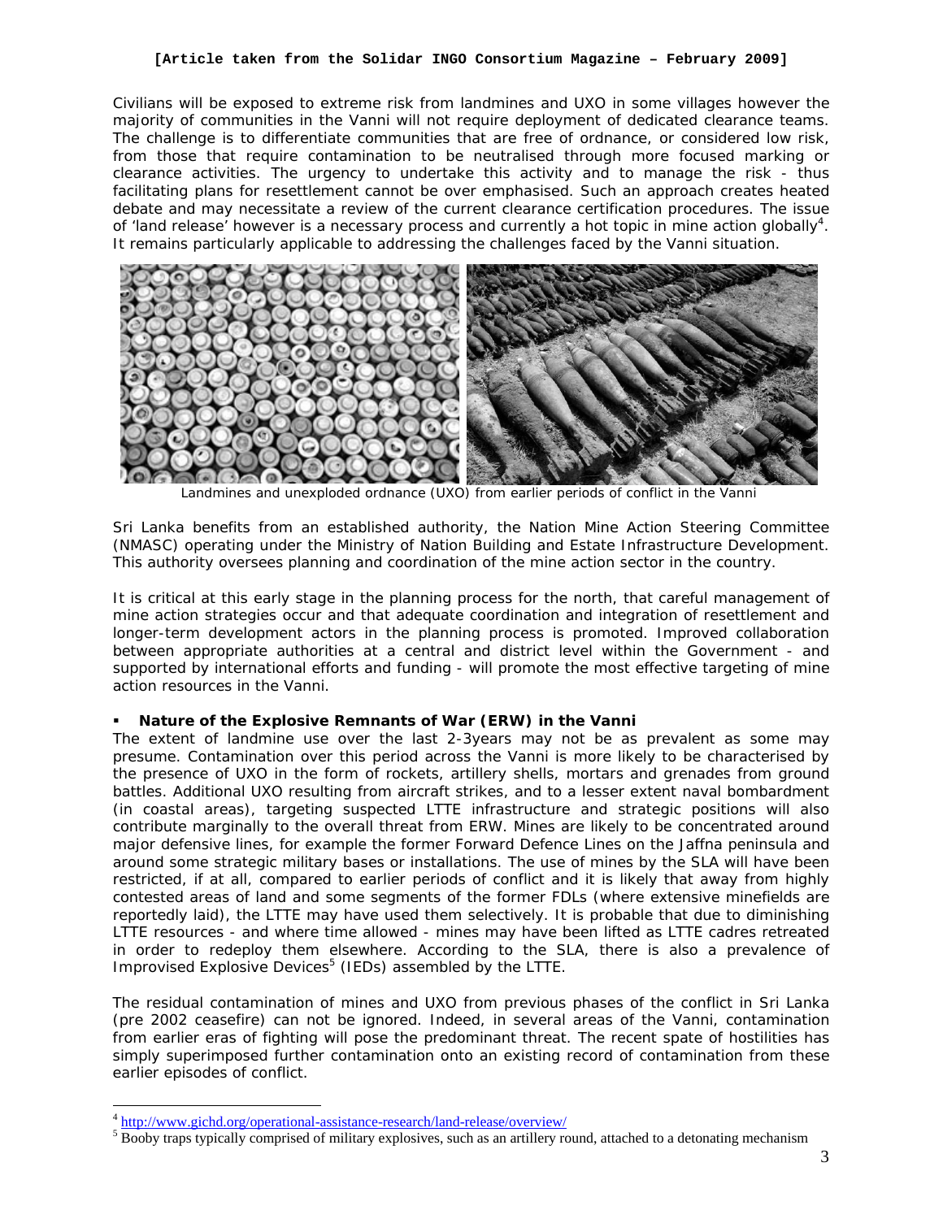[Article taken from the Solidar INGO Consortium Magazine – February 2009]

Civilians will be exposed to extreme risk from landmines and UXO in some villages however the majority of communities in the Vanni will not require deployment of dedicated clearance teams. The challenge is to differentiate communities that are free of ordnance, or considered low risk, from those that require contamination to be neutralised through more focused marking or clearance activities. The urgency to undertake this activity and to manage the risk - thus facilitating plans for resettlement cannot be over emphasised. Such an approach creates heated debate and may necessitate a review of the current clearance certification procedures. The issue of 'land release' however is a necessary process and currently a hot topic in mine action globally[4]. It remains particularly applicable to addressing the challenges faced by the Vanni situation.

Landmines and unexploded ordnance (UXO) from earlier periods of conflict in the Vanni

Sri Lanka benefits from an established authority, the Nation Mine Action Steering Committee (NMASC) operating under the Ministry of Nation Building and Estate Infrastructure Development. This authority oversees planning and coordination of the mine action sector in the country.

It is critical at this early stage in the planning process for the north, that careful management of mine action strategies occur and that adequate coordination and integration of resettlement and longer-term development actors in the planning process is promoted. Improved collaboration between appropriate authorities at a central and district level within the Government - and supported by international efforts and funding - will promote the most effective targeting of mine action resources in the Vanni.

- **Nature of the Explosive Remnants of War (ERW) in the Vanni**

The extent of landmine use over the last 2-3years may not be as prevalent as some may presume. Contamination over this period across the Vanni is more likely to be characterised by the presence of UXO in the form of rockets, artillery shells, mortars and grenades from ground battles. Additional UXO resulting from aircraft strikes, and to a lesser extent naval bombardment (in coastal areas), targeting suspected LTTE infrastructure and strategic positions will also contribute marginally to the overall threat from ERW. Mines are likely to be concentrated around major defensive lines, for example the former Forward Defence Lines on the Jaffna peninsula and around some strategic military bases or installations. The use of mines by the SLA will have been restricted, if at all, compared to earlier periods of conflict and it is likely that away from highly contested areas of land and some segments of the former FDLs (where extensive minefields are reportedly laid), the LTTE may have used them selectively. It is probable that due to diminishing LTTE resources - and where time allowed - mines may have been lifted as LTTE cadres retreated in order to redeploy them elsewhere. According to the SLA, there is also a prevalence of Improvised Explosive Devices[5] (IEDs) assembled by the LTTE.

The residual contamination of mines and UXO from previous phases of the conflict in Sri Lanka (pre 2002 ceasefire) can not be ignored. Indeed, in several areas of the Vanni, contamination from earlier eras of fighting will pose the predominant threat. The recent spate of hostilities has simply superimposed further contamination onto an existing record of contamination from these earlier episodes of conflict.

---

[4] http://www.gichd.org/operational-assistance-research/land-release/overview/

[5] Booby traps typically comprised of military explosives, such as an artillery round, attached to a detonating mechanism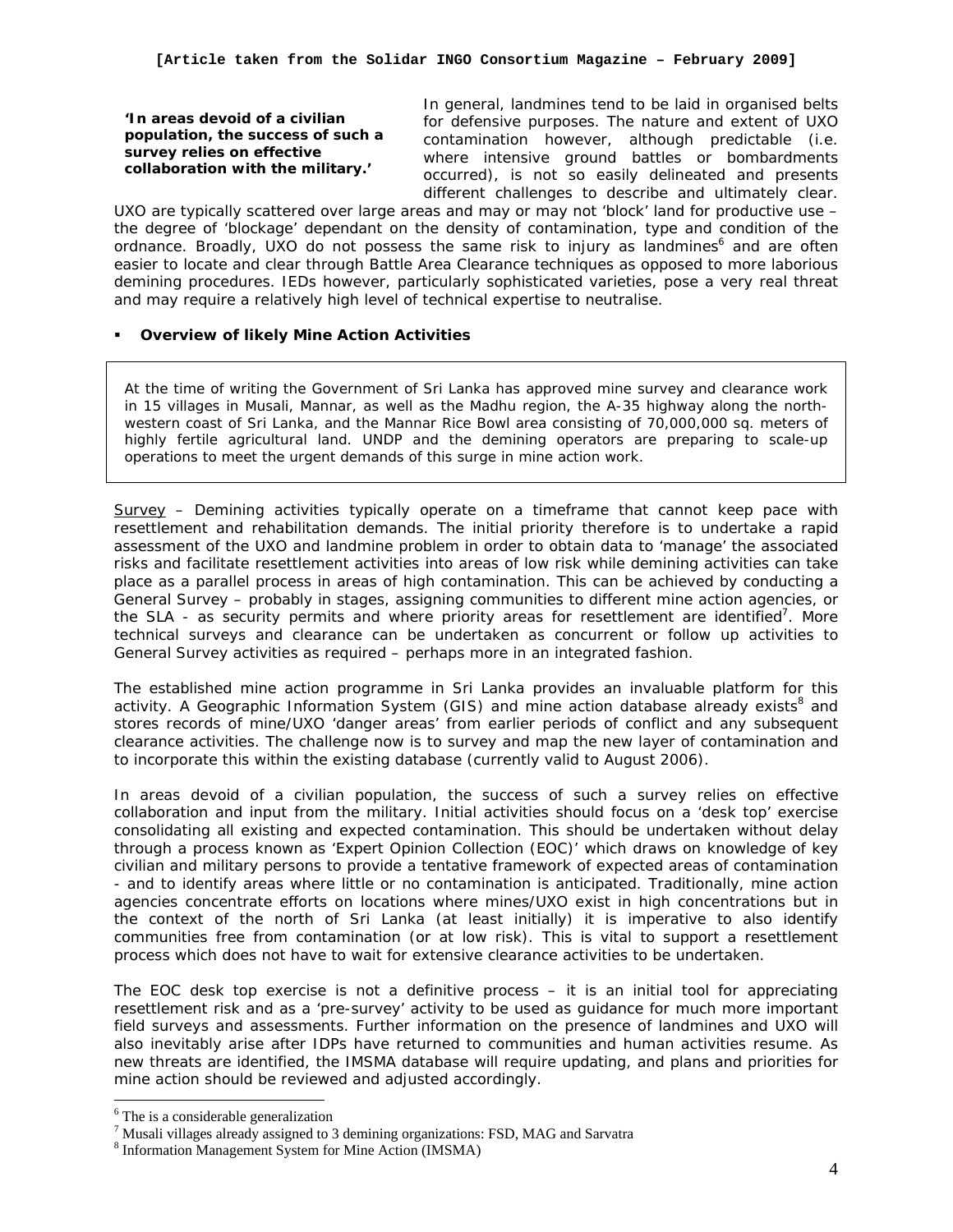**'In areas devoid of a civilian population, the success of such a survey relies on effective collaboration with the military.'**

In general, landmines tend to be laid in organised belts for defensive purposes. The nature and extent of UXO contamination however, although predictable (i.e. where intensive ground battles or bombardments occurred), is not so easily delineated and presents different challenges to describe and ultimately clear. UXO are typically scattered over large areas and may or may not 'block' land for productive use – the degree of 'blockage' dependant on the density of contamination, type and condition of the ordnance. Broadly, UXO do not possess the same risk to injury as landmines[6] and are often easier to locate and clear through Battle Area Clearance techniques as opposed to more laborious demining procedures. IEDs however, particularly sophisticated varieties, pose a very real threat and may require a relatively high level of technical expertise to neutralise.

- **Overview of likely Mine Action Activities**

> At the time of writing the Government of Sri Lanka has approved mine survey and clearance work in 15 villages in Musali, Mannar, as well as the Madhu region, the A-35 highway along the north-western coast of Sri Lanka, and the Mannar Rice Bowl area consisting of 70,000,000 sq. meters of highly fertile agricultural land. UNDP and the demining operators are preparing to scale-up operations to meet the urgent demands of this surge in mine action work.

Survey – Demining activities typically operate on a timeframe that cannot keep pace with resettlement and rehabilitation demands. The initial priority therefore is to undertake a rapid assessment of the UXO and landmine problem in order to obtain data to 'manage' the associated risks and facilitate resettlement activities into areas of low risk while demining activities can take place as a parallel process in areas of high contamination. This can be achieved by conducting a General Survey – probably in stages, assigning communities to different mine action agencies, or the SLA - as security permits and where priority areas for resettlement are identified[7]. More technical surveys and clearance can be undertaken as concurrent or follow up activities to General Survey activities as required – perhaps more in an integrated fashion.

The established mine action programme in Sri Lanka provides an invaluable platform for this activity. A Geographic Information System (GIS) and mine action database already exists[8] and stores records of mine/UXO 'danger areas' from earlier periods of conflict and any subsequent clearance activities. The challenge now is to survey and map the new layer of contamination and to incorporate this within the existing database (currently valid to August 2006).

In areas devoid of a civilian population, the success of such a survey relies on effective collaboration and input from the military. Initial activities should focus on a 'desk top' exercise consolidating all existing and expected contamination. This should be undertaken without delay through a process known as 'Expert Opinion Collection (EOC)' which draws on knowledge of key civilian and military persons to provide a tentative framework of expected areas of contamination - and to identify areas where little or no contamination is anticipated. Traditionally, mine action agencies concentrate efforts on locations where mines/UXO exist in high concentrations but in the context of the north of Sri Lanka (at least initially) it is imperative to also identify communities free from contamination (or at low risk). This is vital to support a resettlement process which does not have to wait for extensive clearance activities to be undertaken.

The EOC desk top exercise is not a definitive process – it is an initial tool for appreciating resettlement risk and as a 'pre-survey' activity to be used as guidance for much more important field surveys and assessments. Further information on the presence of landmines and UXO will also inevitably arise after IDPs have returned to communities and human activities resume. As new threats are identified, the IMSMA database will require updating, and plans and priorities for mine action should be reviewed and adjusted accordingly.

---

[6] The is a considerable generalization

[7] Musali villages already assigned to 3 demining organizations: FSD, MAG and Sarvatra

[8] Information Management System for Mine Action (IMSMA)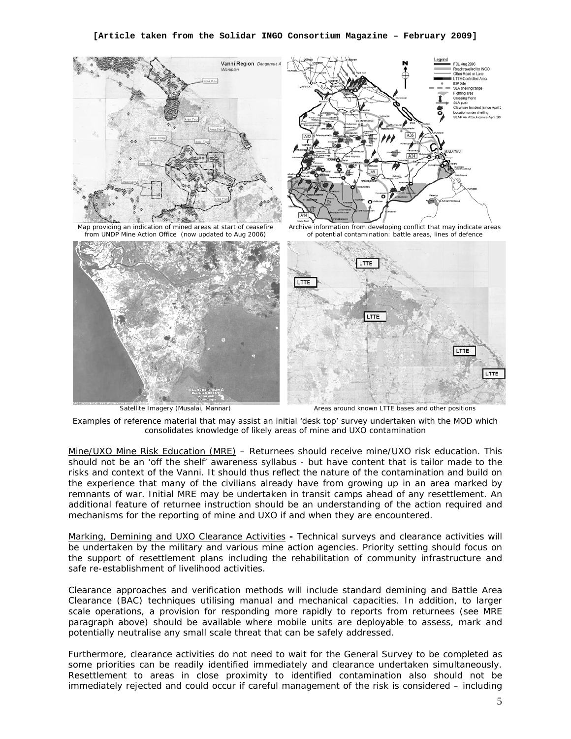**[Article taken from the Solidar INGO Consortium Magazine – February 2009]**

Map providing an indication of mined areas at start of ceasefire from UNDP Mine Action Office (now updated to Aug 2006)

Archive information from developing conflict that may indicate areas of potential contamination: battle areas, lines of defence

Satellite Imagery (Musalai, Mannar)

Areas around known LTTE bases and other positions

Examples of reference material that may assist an initial 'desk top' survey undertaken with the MOD which consolidates knowledge of likely areas of mine and UXO contamination

Mine/UXO Mine Risk Education (MRE) – Returnees should receive mine/UXO risk education. This should not be an 'off the shelf' awareness syllabus - but have content that is tailor made to the risks and context of the Vanni. It should thus reflect the nature of the contamination and build on the experience that many of the civilians already have from growing up in an area marked by remnants of war. Initial MRE may be undertaken in transit camps ahead of any resettlement. An additional feature of returnee instruction should be an understanding of the action required and mechanisms for the reporting of mine and UXO if and when they are encountered.

Marking, Demining and UXO Clearance Activities **-** Technical surveys and clearance activities will be undertaken by the military and various mine action agencies. Priority setting should focus on the support of resettlement plans including the rehabilitation of community infrastructure and safe re-establishment of livelihood activities.

Clearance approaches and verification methods will include standard demining and Battle Area Clearance (BAC) techniques utilising manual and mechanical capacities. In addition, to larger scale operations, a provision for responding more rapidly to reports from returnees (see MRE paragraph above) should be available where mobile units are deployable to assess, mark and potentially neutralise any small scale threat that can be safely addressed.

Furthermore, clearance activities do not need to wait for the General Survey to be completed as some priorities can be readily identified immediately and clearance undertaken simultaneously. Resettlement to areas in close proximity to identified contamination also should not be immediately rejected and could occur if careful management of the risk is considered – including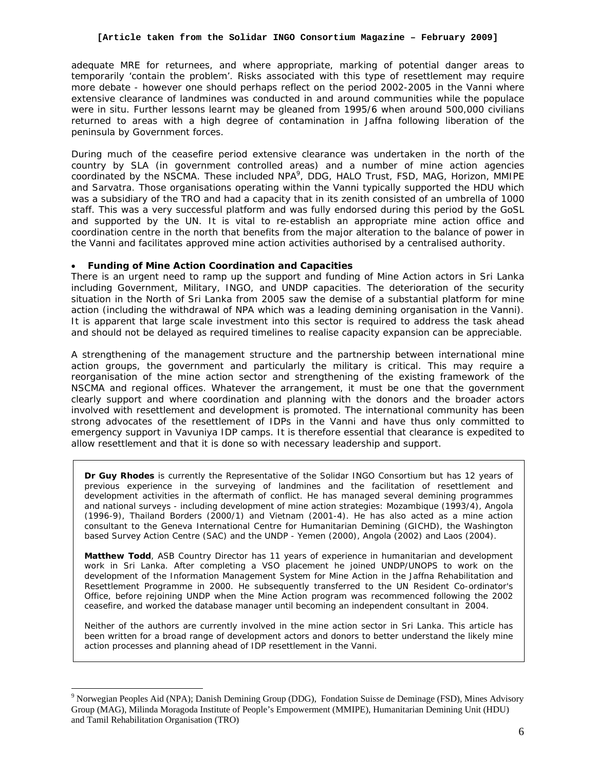adequate MRE for returnees, and where appropriate, marking of potential danger areas to temporarily 'contain the problem'. Risks associated with this type of resettlement may require more debate - however one should perhaps reflect on the period 2002-2005 in the Vanni where extensive clearance of landmines was conducted in and around communities while the populace were in situ. Further lessons learnt may be gleaned from 1995/6 when around 500,000 civilians returned to areas with a high degree of contamination in Jaffna following liberation of the peninsula by Government forces.

During much of the ceasefire period extensive clearance was undertaken in the north of the country by SLA (in government controlled areas) and a number of mine action agencies coordinated by the NSCMA. These included NPA[9], DDG, HALO Trust, FSD, MAG, Horizon, MMIPE and Sarvatra. Those organisations operating within the Vanni typically supported the HDU which was a subsidiary of the TRO and had a capacity that in its zenith consisted of an umbrella of 1000 staff. This was a very successful platform and was fully endorsed during this period by the GoSL and supported by the UN. It is vital to re-establish an appropriate mine action office and coordination centre in the north that benefits from the major alteration to the balance of power in the Vanni and facilitates approved mine action activities authorised by a centralised authority.

- **Funding of Mine Action Coordination and Capacities**

There is an urgent need to ramp up the support and funding of Mine Action actors in Sri Lanka including Government, Military, INGO, and UNDP capacities. The deterioration of the security situation in the North of Sri Lanka from 2005 saw the demise of a substantial platform for mine action (including the withdrawal of NPA which was a leading demining organisation in the Vanni). It is apparent that large scale investment into this sector is required to address the task ahead and should not be delayed as required timelines to realise capacity expansion can be appreciable.

A strengthening of the management structure and the partnership between international mine action groups, the government and particularly the military is critical. This may require a reorganisation of the mine action sector and strengthening of the existing framework of the NSCMA and regional offices. Whatever the arrangement, it must be one that the government clearly support and where coordination and planning with the donors and the broader actors involved with resettlement and development is promoted. The international community has been strong advocates of the resettlement of IDPs in the Vanni and have thus only committed to emergency support in Vavuniya IDP camps. It is therefore essential that clearance is expedited to allow resettlement and that it is done so with necessary leadership and support.

**Dr Guy Rhodes** is currently the Representative of the Solidar INGO Consortium but has 12 years of previous experience in the surveying of landmines and the facilitation of resettlement and development activities in the aftermath of conflict. He has managed several demining programmes and national surveys - including development of mine action strategies: Mozambique (1993/4), Angola (1996-9), Thailand Borders (2000/1) and Vietnam (2001-4). He has also acted as a mine action consultant to the Geneva International Centre for Humanitarian Demining (GICHD), the Washington based Survey Action Centre (SAC) and the UNDP - Yemen (2000), Angola (2002) and Laos (2004).

**Matthew Todd**, ASB Country Director has 11 years of experience in humanitarian and development work in Sri Lanka. After completing a VSO placement he joined UNDP/UNOPS to work on the development of the Information Management System for Mine Action in the Jaffna Rehabilitation and Resettlement Programme in 2000. He subsequently transferred to the UN Resident Co-ordinator's Office, before rejoining UNDP when the Mine Action program was recommenced following the 2002 ceasefire, and worked the database manager until becoming an independent consultant in 2004.

Neither of the authors are currently involved in the mine action sector in Sri Lanka. This article has been written for a broad range of development actors and donors to better understand the likely mine action processes and planning ahead of IDP resettlement in the Vanni.

[9] Norwegian Peoples Aid (NPA); Danish Demining Group (DDG), Fondation Suisse de Deminage (FSD), Mines Advisory Group (MAG), Milinda Moragoda Institute of People's Empowerment (MMIPE), Humanitarian Demining Unit (HDU) and Tamil Rehabilitation Organisation (TRO)